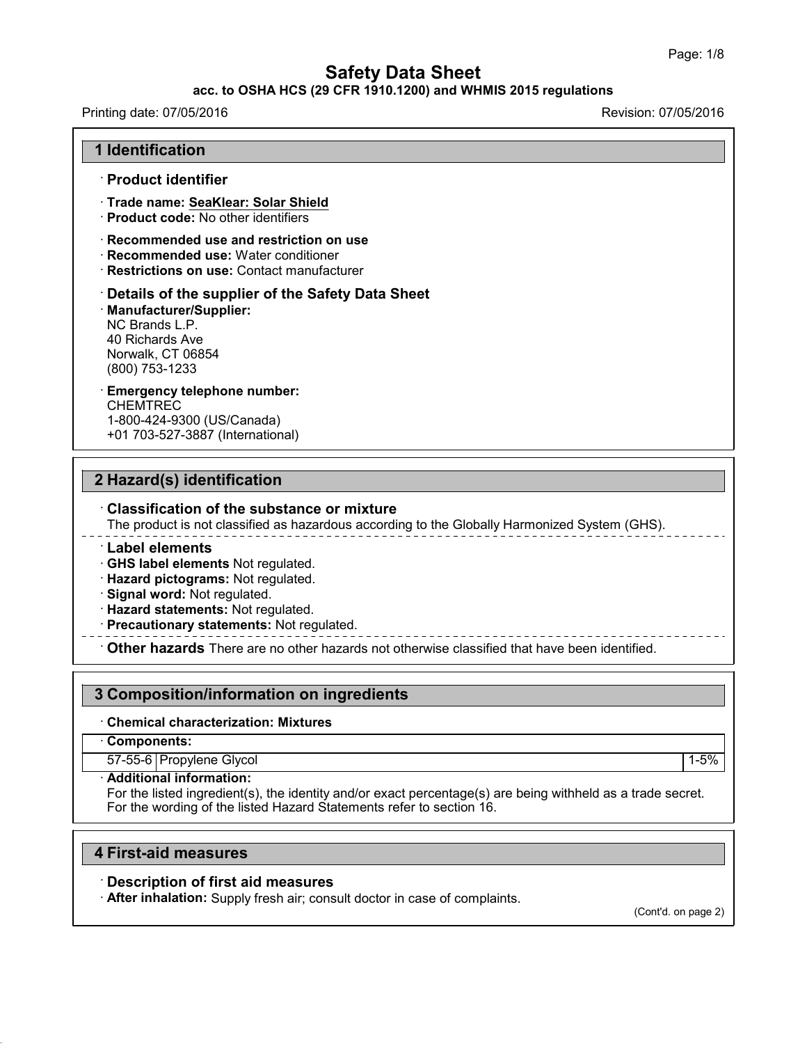# Safety Data Sheet

**acc. to OSHA HCS (29 CFR 1910.1200) and WHMIS 2015 regulations**

Printing date: 07/05/2016 Revision: 07/05/2016

## 1 Identification

### · Product identifier

· **Trade name: SeaKlear: Solar Shield**
· **Product code:** No other identifiers

### · Recommended use and restriction on use

· **Recommended use:** Water conditioner
· **Restrictions on use:** Contact manufacturer

### · Details of the supplier of the Safety Data Sheet

· **Manufacturer/Supplier:**
NC Brands L.P.
40 Richards Ave
Norwalk, CT 06854
(800) 753-1233

· **Emergency telephone number:**
CHEMTREC
1-800-424-9300 (US/Canada)
+01 703-527-3887 (International)

## 2 Hazard(s) identification

### · Classification of the substance or mixture

The product is not classified as hazardous according to the Globally Harmonized System (GHS).

### · Label elements

· **GHS label elements** Not regulated.
· **Hazard pictograms:** Not regulated.
· **Signal word:** Not regulated.
· **Hazard statements:** Not regulated.
· **Precautionary statements:** Not regulated.

· **Other hazards** There are no other hazards not otherwise classified that have been identified.

## 3 Composition/information on ingredients

· **Chemical characterization: Mixtures**

| · Components: | | |
|---|---|---|
| 57-55-6 | Propylene Glycol | 1-5% |

· **Additional information:**
For the listed ingredient(s), the identity and/or exact percentage(s) are being withheld as a trade secret.
For the wording of the listed Hazard Statements refer to section 16.

## 4 First-aid measures

### · Description of first aid measures

· **After inhalation:** Supply fresh air; consult doctor in case of complaints.

(Cont'd. on page 2)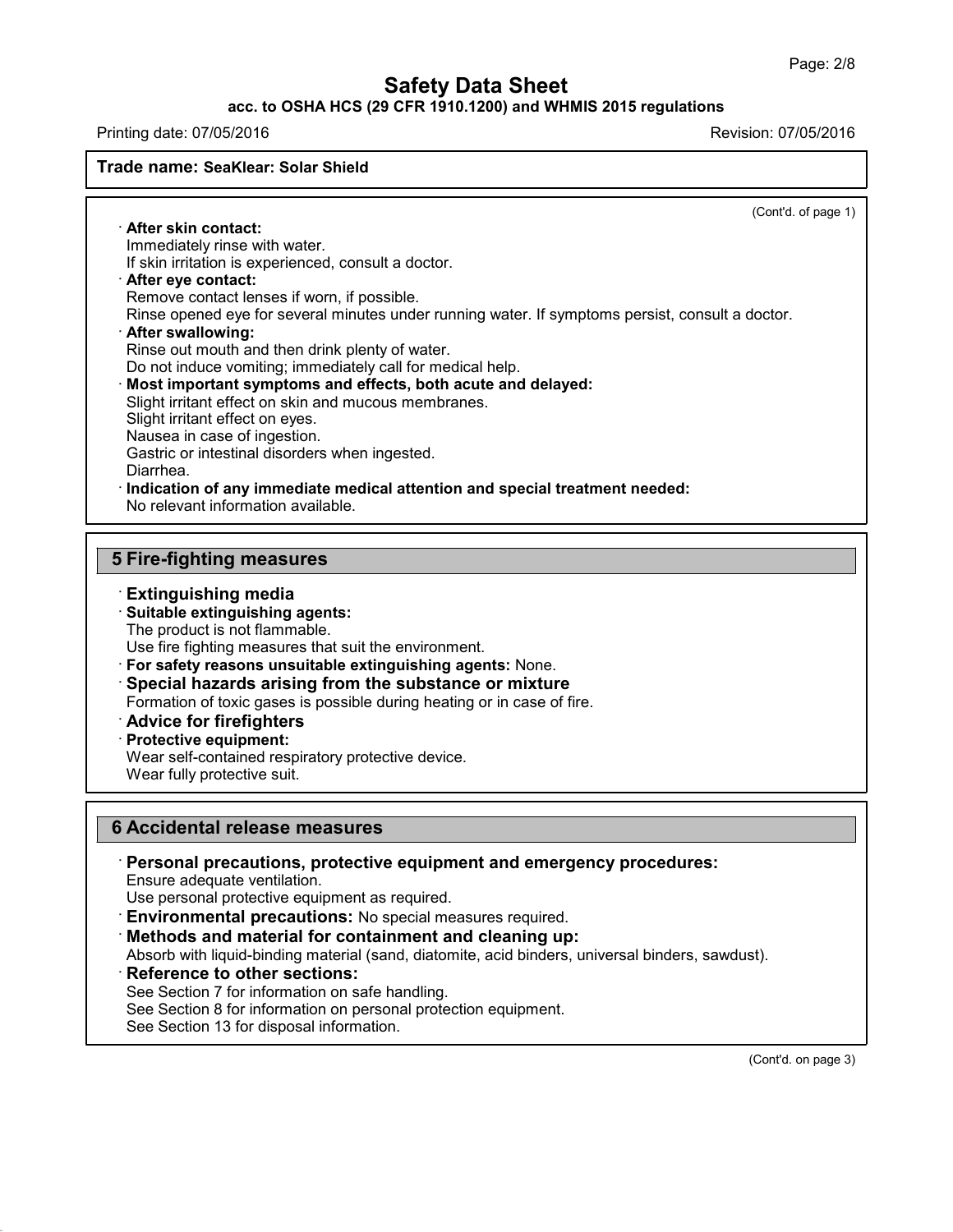(Cont'd. of page 1)

· **After skin contact:**
Immediately rinse with water.
If skin irritation is experienced, consult a doctor.

· **After eye contact:**
Remove contact lenses if worn, if possible.
Rinse opened eye for several minutes under running water. If symptoms persist, consult a doctor.

· **After swallowing:**
Rinse out mouth and then drink plenty of water.
Do not induce vomiting; immediately call for medical help.

· **Most important symptoms and effects, both acute and delayed:**
Slight irritant effect on skin and mucous membranes.
Slight irritant effect on eyes.
Nausea in case of ingestion.
Gastric or intestinal disorders when ingested.
Diarrhea.

· **Indication of any immediate medical attention and special treatment needed:**
No relevant information available.

## 5 Fire-fighting measures

### · Extinguishing media

· **Suitable extinguishing agents:**
The product is not flammable.
Use fire fighting measures that suit the environment.

· **For safety reasons unsuitable extinguishing agents:** None.

### · Special hazards arising from the substance or mixture

Formation of toxic gases is possible during heating or in case of fire.

### · Advice for firefighters

· **Protective equipment:**
Wear self-contained respiratory protective device.
Wear fully protective suit.

## 6 Accidental release measures

### · Personal precautions, protective equipment and emergency procedures:

Ensure adequate ventilation.
Use personal protective equipment as required.

· **Environmental precautions:** No special measures required.

### · Methods and material for containment and cleaning up:

Absorb with liquid-binding material (sand, diatomite, acid binders, universal binders, sawdust).

### · Reference to other sections:

See Section 7 for information on safe handling.
See Section 8 for information on personal protection equipment.
See Section 13 for disposal information.

(Cont'd. on page 3)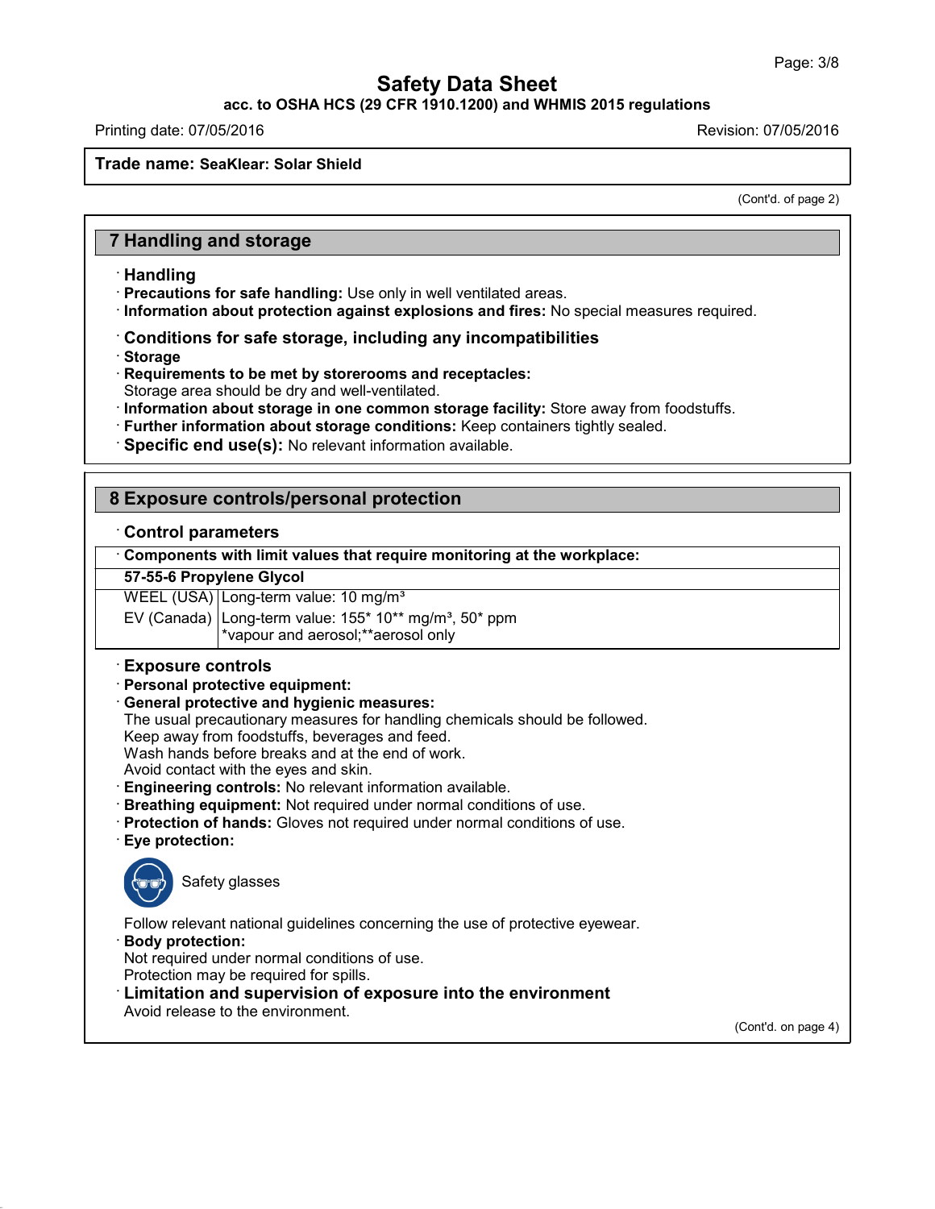**Trade name: SeaKlear: Solar Shield**

(Cont'd. of page 2)

## 7 Handling and storage

· **Handling**
· **Precautions for safe handling:** Use only in well ventilated areas.
· **Information about protection against explosions and fires:** No special measures required.

· **Conditions for safe storage, including any incompatibilities**
· **Storage**
· **Requirements to be met by storerooms and receptacles:**
Storage area should be dry and well-ventilated.
· **Information about storage in one common storage facility:** Store away from foodstuffs.
· **Further information about storage conditions:** Keep containers tightly sealed.
· **Specific end use(s):** No relevant information available.

## 8 Exposure controls/personal protection

· **Control parameters**

| · **Components with limit values that require monitoring at the workplace:** | |
|---|---|
| **57-55-6 Propylene Glycol** | |
| WEEL (USA) | Long-term value: 10 mg/m³ |
| EV (Canada) | Long-term value: 155* 10** mg/m³, 50* ppm<br>*vapour and aerosol;**aerosol only |

· **Exposure controls**
· **Personal protective equipment:**
· **General protective and hygienic measures:**
The usual precautionary measures for handling chemicals should be followed.
Keep away from foodstuffs, beverages and feed.
Wash hands before breaks and at the end of work.
Avoid contact with the eyes and skin.
· **Engineering controls:** No relevant information available.
· **Breathing equipment:** Not required under normal conditions of use.
· **Protection of hands:** Gloves not required under normal conditions of use.
· **Eye protection:**

Safety glasses

Follow relevant national guidelines concerning the use of protective eyewear.
· **Body protection:**
Not required under normal conditions of use.
Protection may be required for spills.
· **Limitation and supervision of exposure into the environment**
Avoid release to the environment.

(Cont'd. on page 4)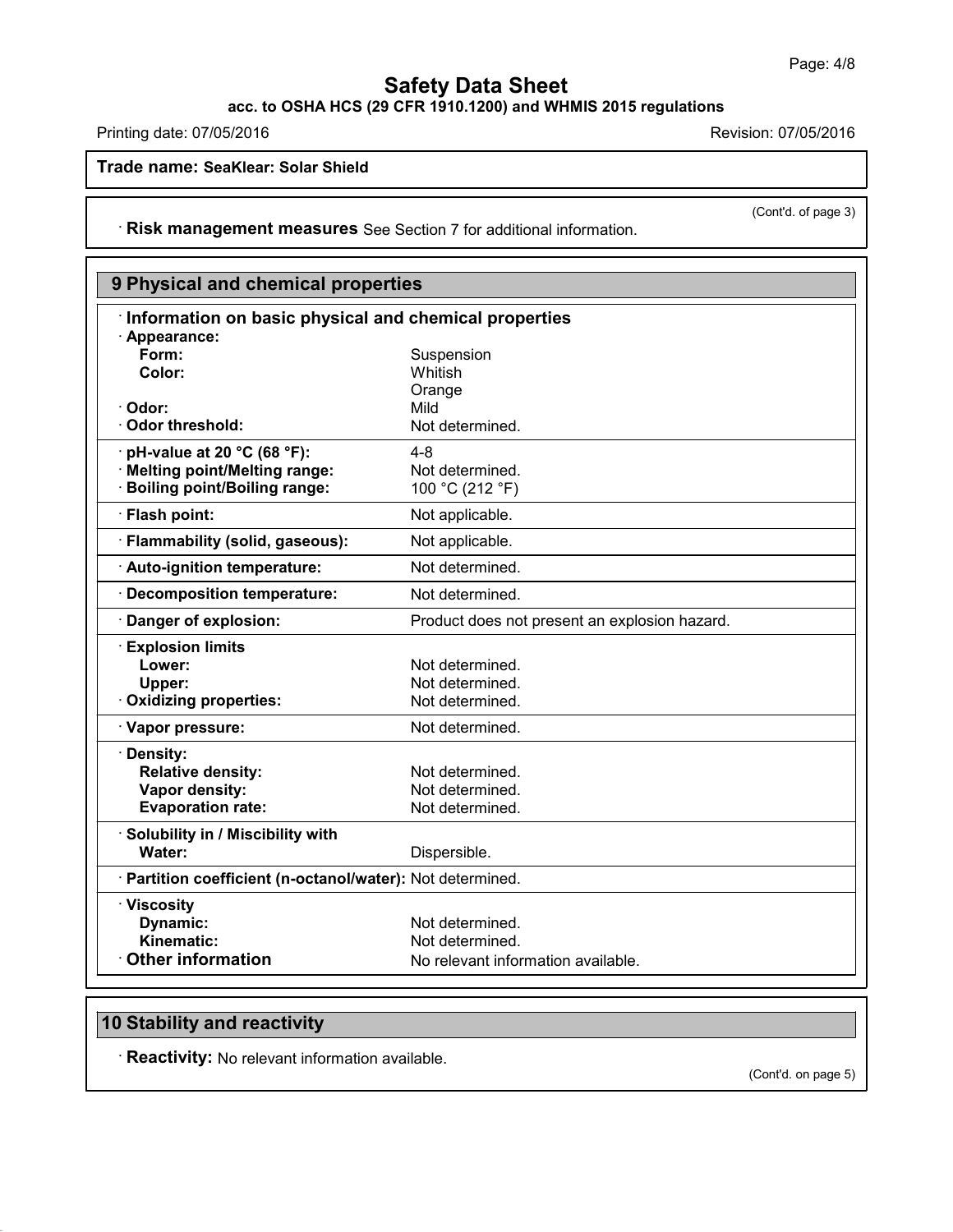**Trade name: SeaKlear: Solar Shield**

(Cont'd. of page 3)

· **Risk management measures** See Section 7 for additional information.

## 9 Physical and chemical properties

· **Information on basic physical and chemical properties**

| | |
|---|---|
| · **Appearance:** | |
| **Form:** | Suspension |
| **Color:** | Whitish<br>Orange |
| · **Odor:** | Mild |
| · **Odor threshold:** | Not determined. |
| · **pH-value at 20 °C (68 °F):** | 4-8 |
| · **Melting point/Melting range:** | Not determined. |
| · **Boiling point/Boiling range:** | 100 °C (212 °F) |
| · **Flash point:** | Not applicable. |
| · **Flammability (solid, gaseous):** | Not applicable. |
| · **Auto-ignition temperature:** | Not determined. |
| · **Decomposition temperature:** | Not determined. |
| · **Danger of explosion:** | Product does not present an explosion hazard. |
| · **Explosion limits** | |
| **Lower:** | Not determined. |
| **Upper:** | Not determined. |
| · **Oxidizing properties:** | Not determined. |
| · **Vapor pressure:** | Not determined. |
| · **Density:** | |
| **Relative density:** | Not determined. |
| **Vapor density:** | Not determined. |
| **Evaporation rate:** | Not determined. |
| · **Solubility in / Miscibility with** | |
| **Water:** | Dispersible. |
| · **Partition coefficient (n-octanol/water):** | Not determined. |
| · **Viscosity** | |
| **Dynamic:** | Not determined. |
| **Kinematic:** | Not determined. |
| · **Other information** | No relevant information available. |

## 10 Stability and reactivity

· **Reactivity:** No relevant information available.

(Cont'd. on page 5)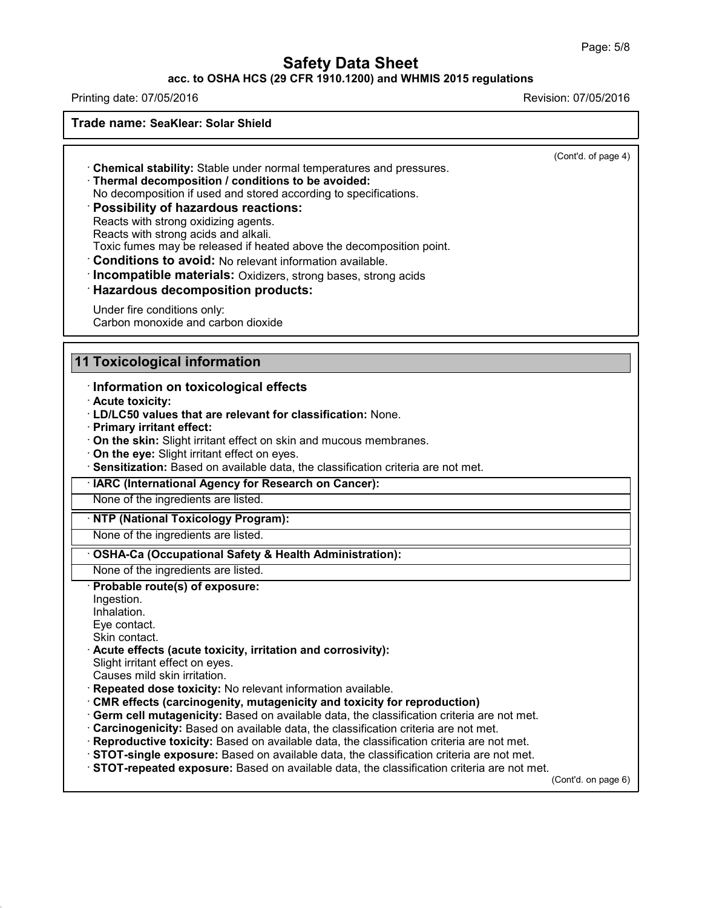(Cont'd. of page 4)

- **Chemical stability:** Stable under normal temperatures and pressures.
- **Thermal decomposition / conditions to be avoided:**
  No decomposition if used and stored according to specifications.
- **Possibility of hazardous reactions:**
  Reacts with strong oxidizing agents.
  Reacts with strong acids and alkali.
  Toxic fumes may be released if heated above the decomposition point.
- **Conditions to avoid:** No relevant information available.
- **Incompatible materials:** Oxidizers, strong bases, strong acids
- **Hazardous decomposition products:**

  Under fire conditions only:
  Carbon monoxide and carbon dioxide

## 11 Toxicological information

- **Information on toxicological effects**
- **Acute toxicity:**
- **LD/LC50 values that are relevant for classification:** None.
- **Primary irritant effect:**
- **On the skin:** Slight irritant effect on skin and mucous membranes.
- **On the eye:** Slight irritant effect on eyes.
- **Sensitization:** Based on available data, the classification criteria are not met.

| · IARC (International Agency for Research on Cancer): |
| --- |
| None of the ingredients are listed. |

| · NTP (National Toxicology Program): |
| --- |
| None of the ingredients are listed. |

| · OSHA-Ca (Occupational Safety & Health Administration): |
| --- |
| None of the ingredients are listed. |

- **Probable route(s) of exposure:**
  Ingestion.
  Inhalation.
  Eye contact.
  Skin contact.
- **Acute effects (acute toxicity, irritation and corrosivity):**
  Slight irritant effect on eyes.
  Causes mild skin irritation.
- **Repeated dose toxicity:** No relevant information available.
- **CMR effects (carcinogenity, mutagenicity and toxicity for reproduction)**
- **Germ cell mutagenicity:** Based on available data, the classification criteria are not met.
- **Carcinogenicity:** Based on available data, the classification criteria are not met.
- **Reproductive toxicity:** Based on available data, the classification criteria are not met.
- **STOT-single exposure:** Based on available data, the classification criteria are not met.
- **STOT-repeated exposure:** Based on available data, the classification criteria are not met.

(Cont'd. on page 6)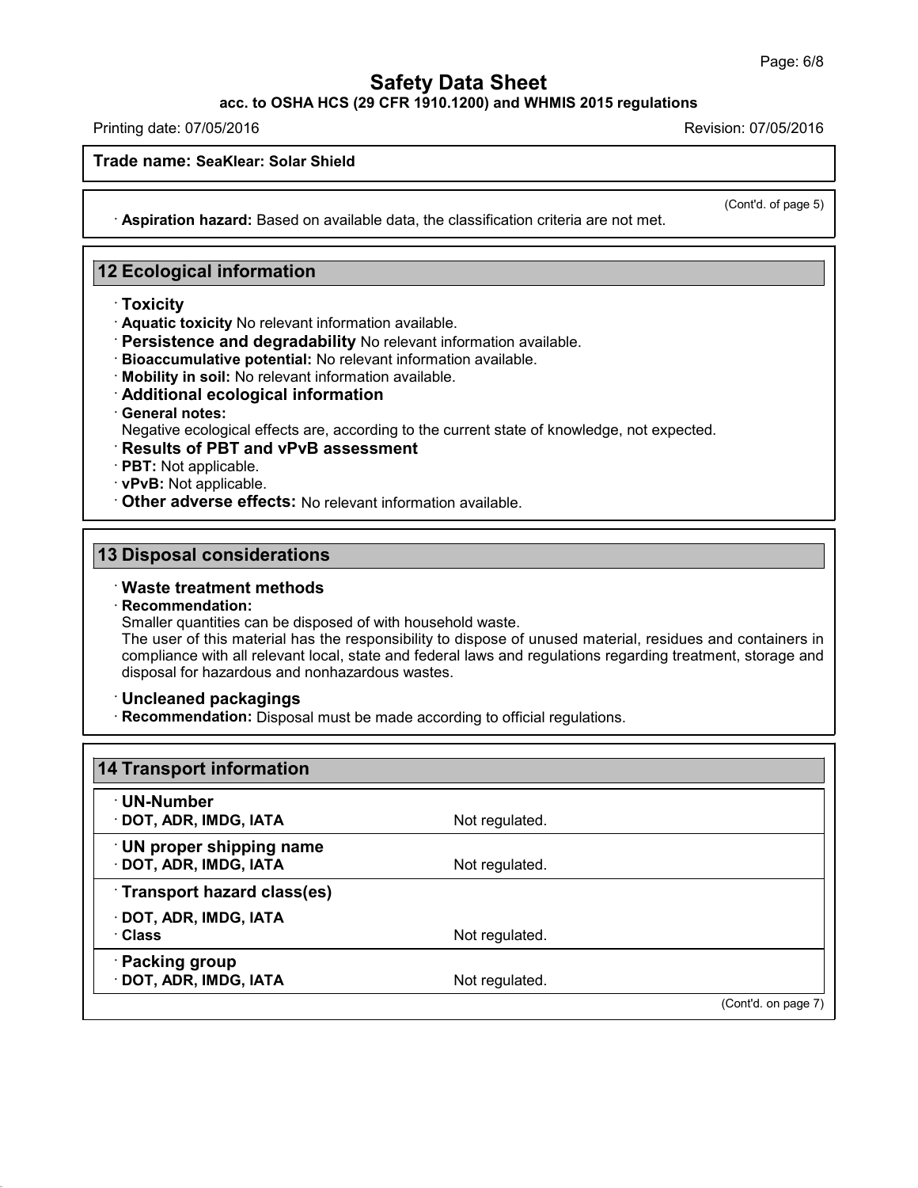(Cont'd. of page 5)

· **Aspiration hazard:** Based on available data, the classification criteria are not met.

## 12 Ecological information

· **Toxicity**
· **Aquatic toxicity** No relevant information available.
· **Persistence and degradability** No relevant information available.
· **Bioaccumulative potential:** No relevant information available.
· **Mobility in soil:** No relevant information available.
· **Additional ecological information**
· **General notes:**
Negative ecological effects are, according to the current state of knowledge, not expected.
· **Results of PBT and vPvB assessment**
· **PBT:** Not applicable.
· **vPvB:** Not applicable.
· **Other adverse effects:** No relevant information available.

## 13 Disposal considerations

· **Waste treatment methods**
· **Recommendation:**
Smaller quantities can be disposed of with household waste.
The user of this material has the responsibility to dispose of unused material, residues and containers in compliance with all relevant local, state and federal laws and regulations regarding treatment, storage and disposal for hazardous and nonhazardous wastes.

· **Uncleaned packagings**
· **Recommendation:** Disposal must be made according to official regulations.

## 14 Transport information

| | |
|---|---|
| · **UN-Number** | |
| · **DOT, ADR, IMDG, IATA** | Not regulated. |
| · **UN proper shipping name** | |
| · **DOT, ADR, IMDG, IATA** | Not regulated. |
| · **Transport hazard class(es)** | |
| · **DOT, ADR, IMDG, IATA** | |
| · **Class** | Not regulated. |
| · **Packing group** | |
| · **DOT, ADR, IMDG, IATA** | Not regulated. |

(Cont'd. on page 7)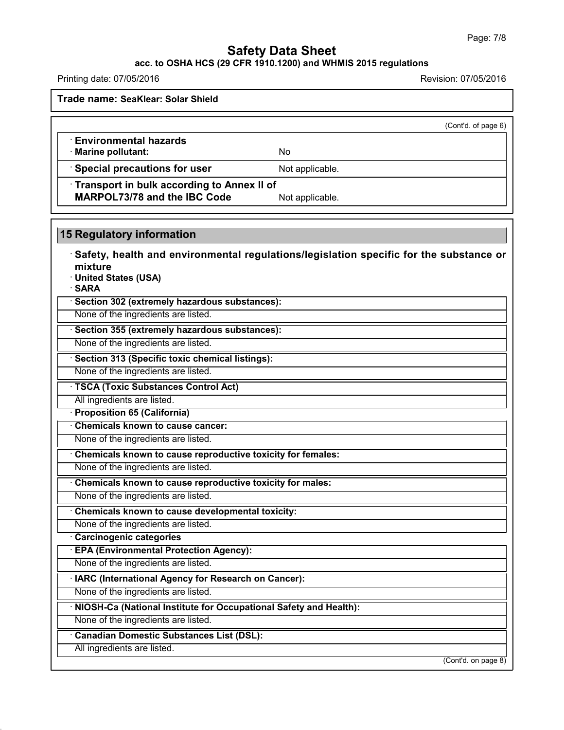(Cont'd. of page 6)

| · **Environmental hazards** | |
|---|---|
| · **Marine pollutant:** | No |
| · **Special precautions for user** | Not applicable. |
| · **Transport in bulk according to Annex II of MARPOL73/78 and the IBC Code** | Not applicable. |

## 15 Regulatory information

· **Safety, health and environmental regulations/legislation specific for the substance or mixture**

· **United States (USA)**

· **SARA**

· **Section 302 (extremely hazardous substances):**

None of the ingredients are listed.

· **Section 355 (extremely hazardous substances):**

None of the ingredients are listed.

· **Section 313 (Specific toxic chemical listings):**

None of the ingredients are listed.

· **TSCA (Toxic Substances Control Act)**

All ingredients are listed.

· **Proposition 65 (California)**

· **Chemicals known to cause cancer:**

None of the ingredients are listed.

· **Chemicals known to cause reproductive toxicity for females:**

None of the ingredients are listed.

· **Chemicals known to cause reproductive toxicity for males:**

None of the ingredients are listed.

· **Chemicals known to cause developmental toxicity:**

None of the ingredients are listed.

· **Carcinogenic categories**

· **EPA (Environmental Protection Agency):**

None of the ingredients are listed.

· **IARC (International Agency for Research on Cancer):**

None of the ingredients are listed.

· **NIOSH-Ca (National Institute for Occupational Safety and Health):**

None of the ingredients are listed.

· **Canadian Domestic Substances List (DSL):**

All ingredients are listed.

(Cont'd. on page 8)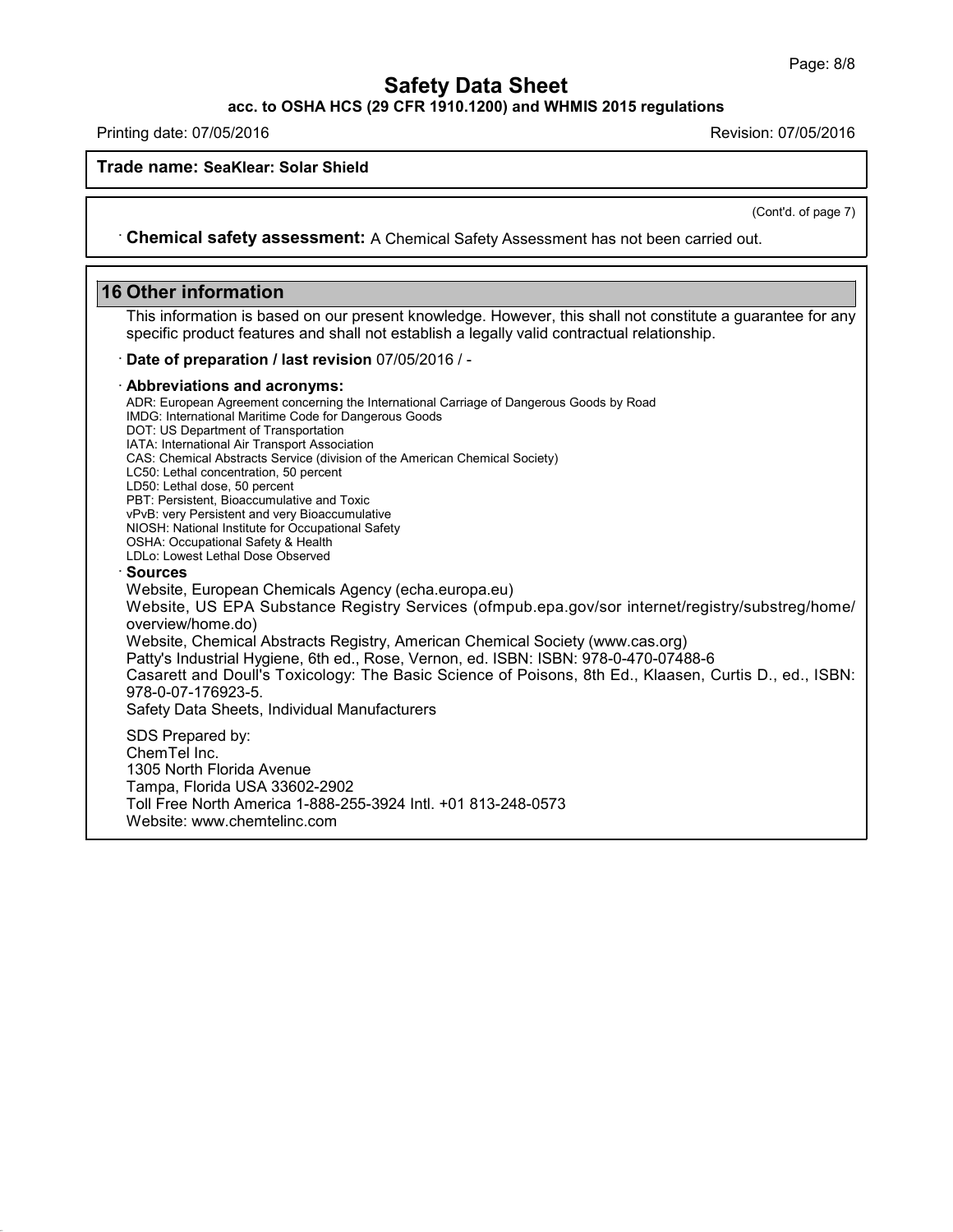**Trade name: SeaKlear: Solar Shield**

(Cont'd. of page 7)

· **Chemical safety assessment:** A Chemical Safety Assessment has not been carried out.

## 16 Other information

This information is based on our present knowledge. However, this shall not constitute a guarantee for any specific product features and shall not establish a legally valid contractual relationship.

· **Date of preparation / last revision** 07/05/2016 / -

· **Abbreviations and acronyms:**

ADR: European Agreement concerning the International Carriage of Dangerous Goods by Road
IMDG: International Maritime Code for Dangerous Goods
DOT: US Department of Transportation
IATA: International Air Transport Association
CAS: Chemical Abstracts Service (division of the American Chemical Society)
LC50: Lethal concentration, 50 percent
LD50: Lethal dose, 50 percent
PBT: Persistent, Bioaccumulative and Toxic
vPvB: very Persistent and very Bioaccumulative
NIOSH: National Institute for Occupational Safety
OSHA: Occupational Safety & Health
LDLo: Lowest Lethal Dose Observed

· **Sources**

Website, European Chemicals Agency (echa.europa.eu)
Website, US EPA Substance Registry Services (ofmpub.epa.gov/sor internet/registry/substreg/home/overview/home.do)
Website, Chemical Abstracts Registry, American Chemical Society (www.cas.org)
Patty's Industrial Hygiene, 6th ed., Rose, Vernon, ed. ISBN: ISBN: 978-0-470-07488-6
Casarett and Doull's Toxicology: The Basic Science of Poisons, 8th Ed., Klaasen, Curtis D., ed., ISBN: 978-0-07-176923-5.
Safety Data Sheets, Individual Manufacturers

SDS Prepared by:
ChemTel Inc.
1305 North Florida Avenue
Tampa, Florida USA 33602-2902
Toll Free North America 1-888-255-3924 Intl. +01 813-248-0573
Website: www.chemtelinc.com